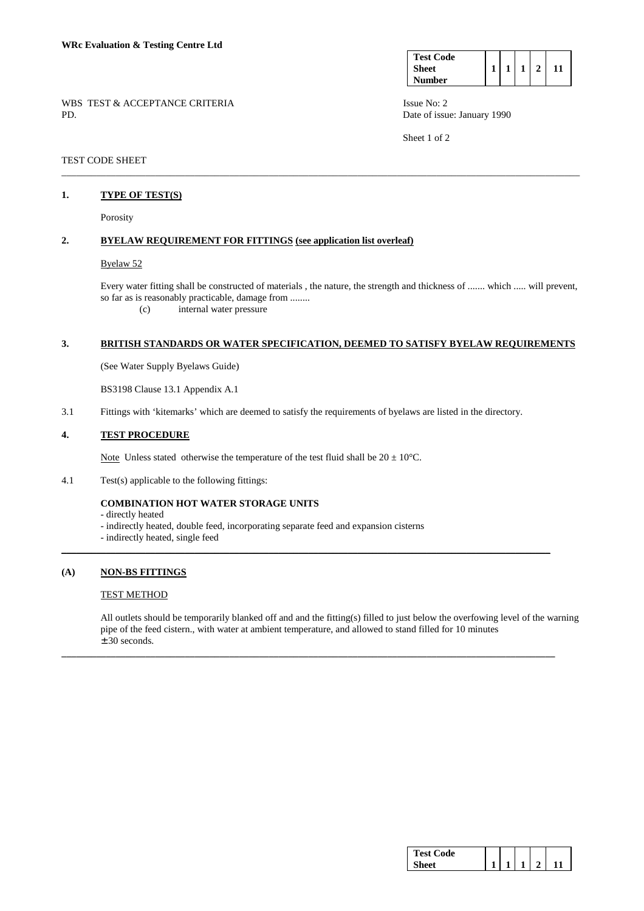**WRc Evaluation & Testing Centre Ltd**

| Test Code Sheet Number | 1 | 1 | 1 | 2 | 11 |
|---|---|---|---|---|---|

WBS TEST & ACCEPTANCE CRITERIA
PD.

Issue No: 2
Date of issue: January 1990

TEST CODE SHEET

## 1. TYPE OF TEST(S)

Porosity

## 2. BYELAW REQUIREMENT FOR FITTINGS (see application list overleaf)

Byelaw 52

Every water fitting shall be constructed of materials , the nature, the strength and thickness of ....... which ..... will prevent, so far as is reasonably practicable, damage from ........

(c) internal water pressure

## 3. BRITISH STANDARDS OR WATER SPECIFICATION, DEEMED TO SATISFY BYELAW REQUIREMENTS

(See Water Supply Byelaws Guide)

BS3198 Clause 13.1 Appendix A.1

3.1 Fittings with 'kitemarks' which are deemed to satisfy the requirements of byelaws are listed in the directory.

## 4. TEST PROCEDURE

Note Unless stated otherwise the temperature of the test fluid shall be 20 ± 10°C.

4.1 Test(s) applicable to the following fittings:

**COMBINATION HOT WATER STORAGE UNITS**

- directly heated
- indirectly heated, double feed, incorporating separate feed and expansion cisterns
- indirectly heated, single feed

---

## (A) NON-BS FITTINGS

TEST METHOD

All outlets should be temporarily blanked off and and the fitting(s) filled to just below the overfowing level of the warning pipe of the feed cistern., with water at ambient temperature, and allowed to stand filled for 10 minutes ± 30 seconds.

---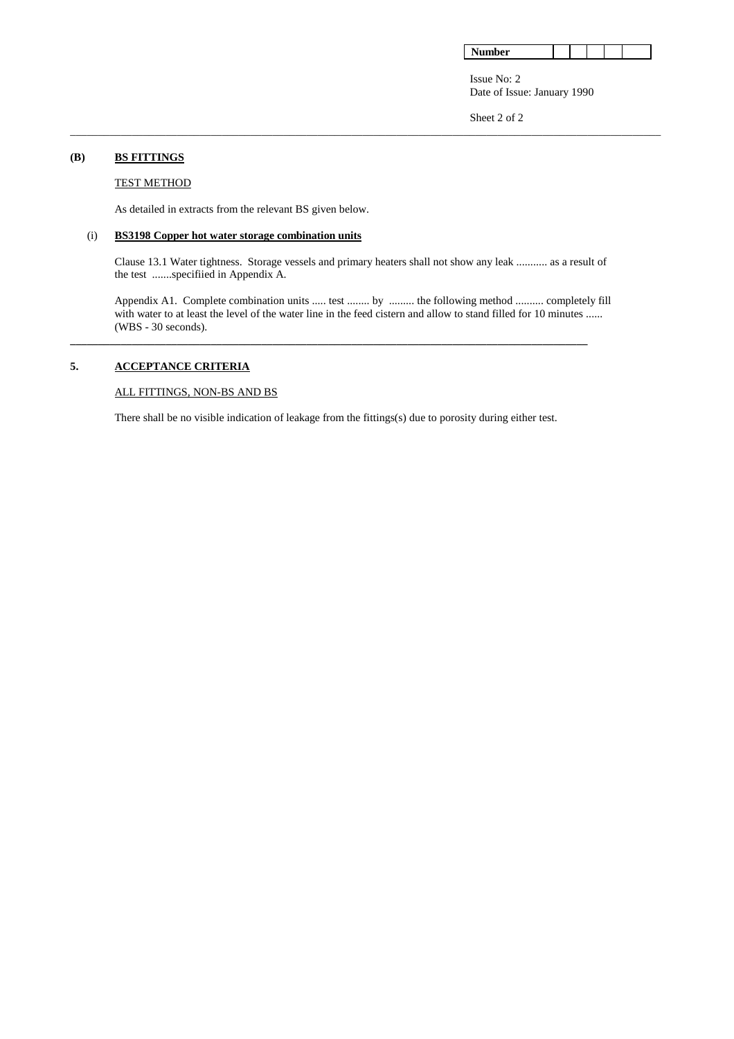| Number | | | | | |
|---|---|---|---|---|---|

Issue No: 2
Date of Issue: January 1990

---

**(B) BS FITTINGS**

TEST METHOD

As detailed in extracts from the relevant BS given below.

(i) **BS3198 Copper hot water storage combination units**

Clause 13.1 Water tightness. Storage vessels and primary heaters shall not show any leak ........... as a result of the test .......specifiied in Appendix A.

Appendix A1. Complete combination units ..... test ........ by ......... the following method .......... completely fill with water to at least the level of the water line in the feed cistern and allow to stand filled for 10 minutes ...... (WBS - 30 seconds).

---

## 5. ACCEPTANCE CRITERIA

ALL FITTINGS, NON-BS AND BS

There shall be no visible indication of leakage from the fittings(s) due to porosity during either test.